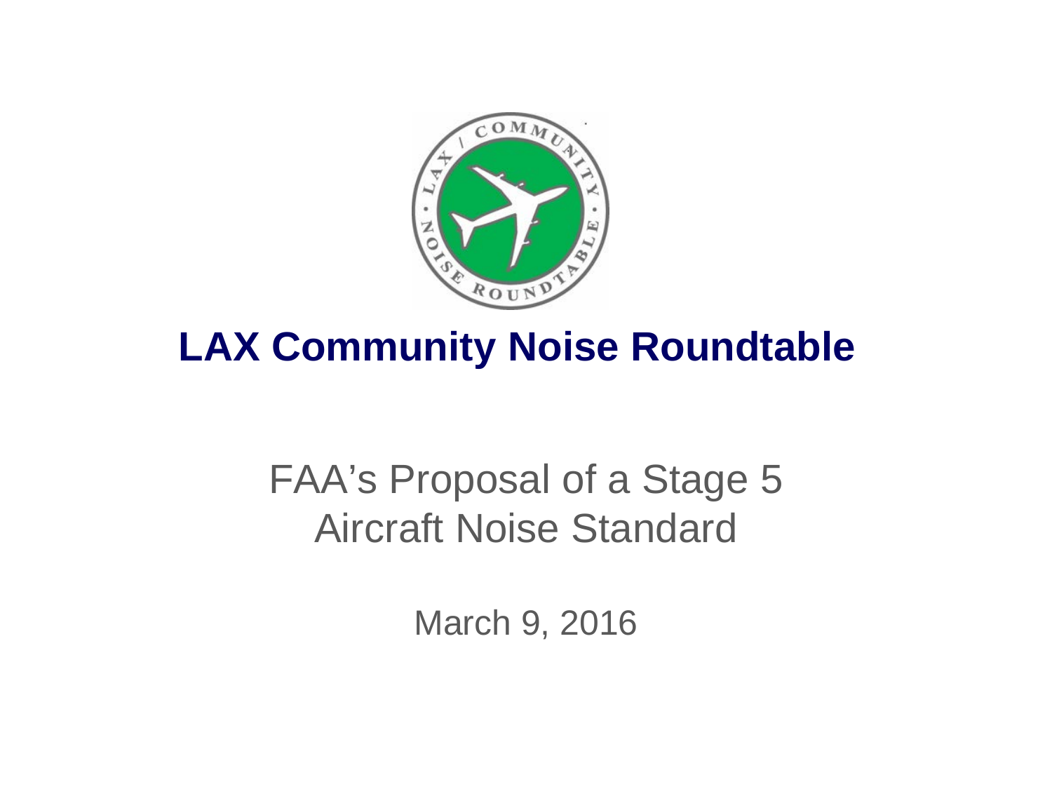# LAX Community Noise Roundtable

## FAA's Proposal of a Stage 5 Aircraft Noise Standard

March 9, 2016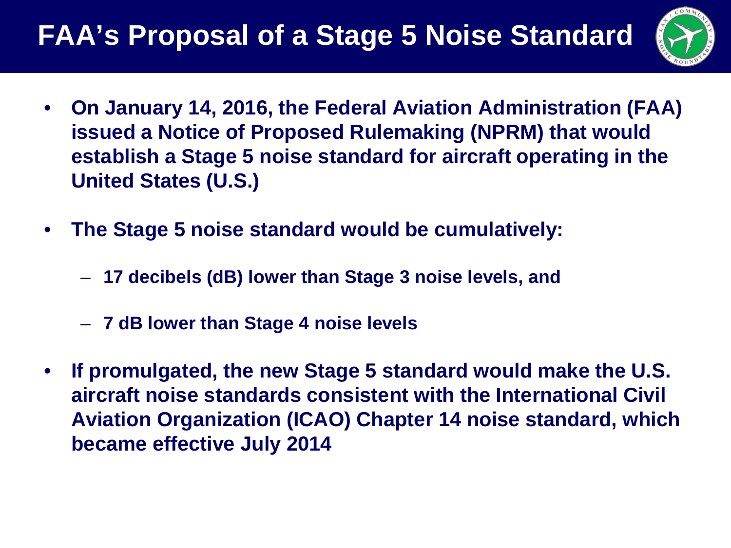# FAA's Proposal of a Stage 5 Noise Standard

- **On January 14, 2016, the Federal Aviation Administration (FAA) issued a Notice of Proposed Rulemaking (NPRM) that would establish a Stage 5 noise standard for aircraft operating in the United States (U.S.)**
- **The Stage 5 noise standard would be cumulatively:**
  - **17 decibels (dB) lower than Stage 3 noise levels, and**
  - **7 dB lower than Stage 4 noise levels**
- **If promulgated, the new Stage 5 standard would make the U.S. aircraft noise standards consistent with the International Civil Aviation Organization (ICAO) Chapter 14 noise standard, which became effective July 2014**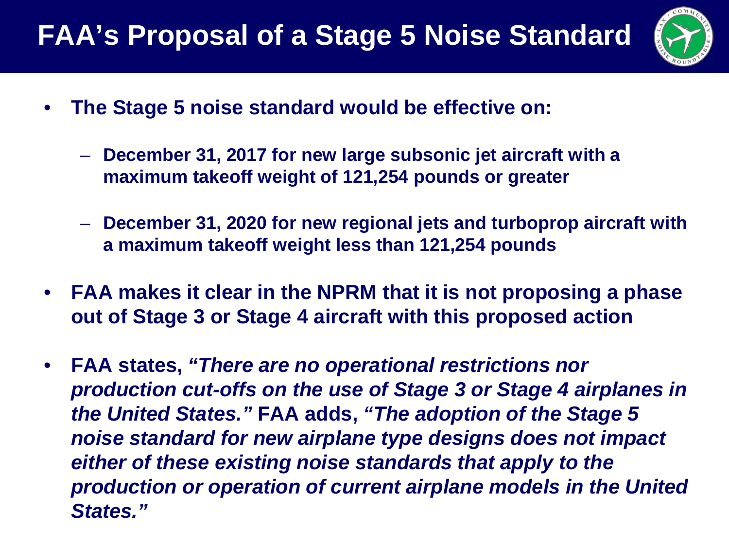# FAA's Proposal of a Stage 5 Noise Standard

- **The Stage 5 noise standard would be effective on:**
  - **December 31, 2017 for new large subsonic jet aircraft with a maximum takeoff weight of 121,254 pounds or greater**
  - **December 31, 2020 for new regional jets and turboprop aircraft with a maximum takeoff weight less than 121,254 pounds**
- **FAA makes it clear in the NPRM that it is not proposing a phase out of Stage 3 or Stage 4 aircraft with this proposed action**
- **FAA states, *"There are no operational restrictions nor production cut-offs on the use of Stage 3 or Stage 4 airplanes in the United States."* FAA adds, *"The adoption of the Stage 5 noise standard for new airplane type designs does not impact either of these existing noise standards that apply to the production or operation of current airplane models in the United States."***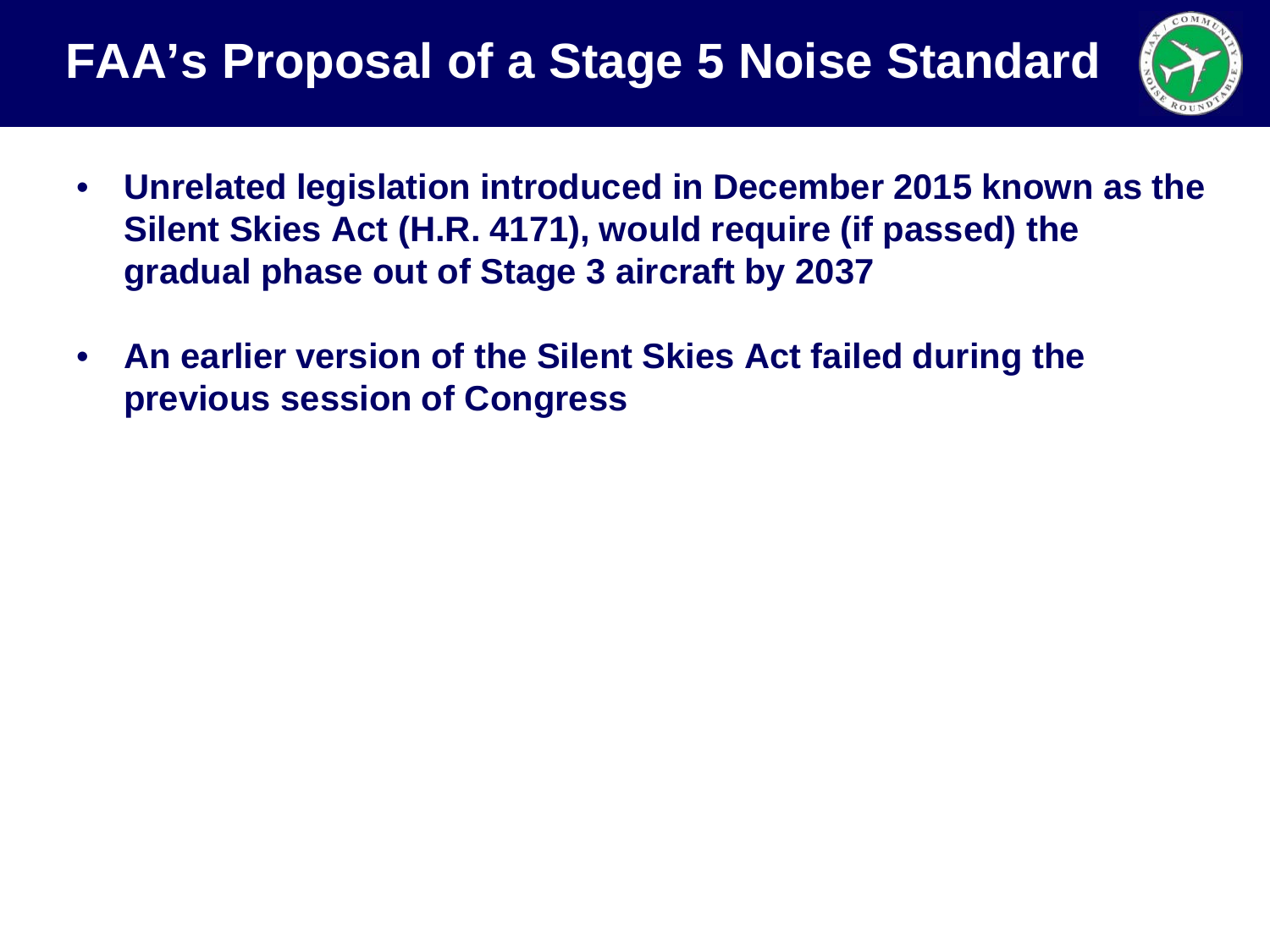# FAA's Proposal of a Stage 5 Noise Standard

- **Unrelated legislation introduced in December 2015 known as the Silent Skies Act (H.R. 4171), would require (if passed) the gradual phase out of Stage 3 aircraft by 2037**
- **An earlier version of the Silent Skies Act failed during the previous session of Congress**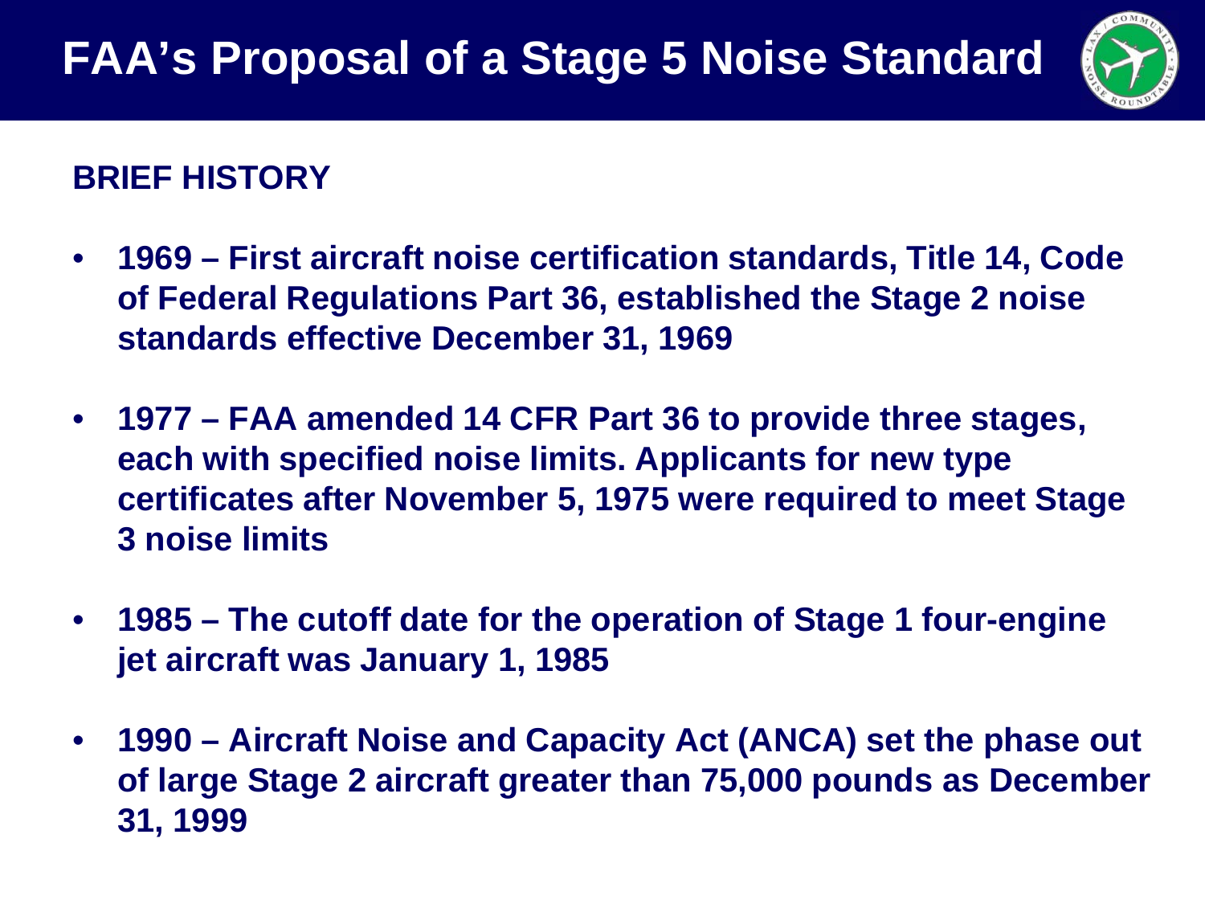# FAA's Proposal of a Stage 5 Noise Standard

## BRIEF HISTORY

- **1969 – First aircraft noise certification standards, Title 14, Code of Federal Regulations Part 36, established the Stage 2 noise standards effective December 31, 1969**
- **1977 – FAA amended 14 CFR Part 36 to provide three stages, each with specified noise limits. Applicants for new type certificates after November 5, 1975 were required to meet Stage 3 noise limits**
- **1985 – The cutoff date for the operation of Stage 1 four-engine jet aircraft was January 1, 1985**
- **1990 – Aircraft Noise and Capacity Act (ANCA) set the phase out of large Stage 2 aircraft greater than 75,000 pounds as December 31, 1999**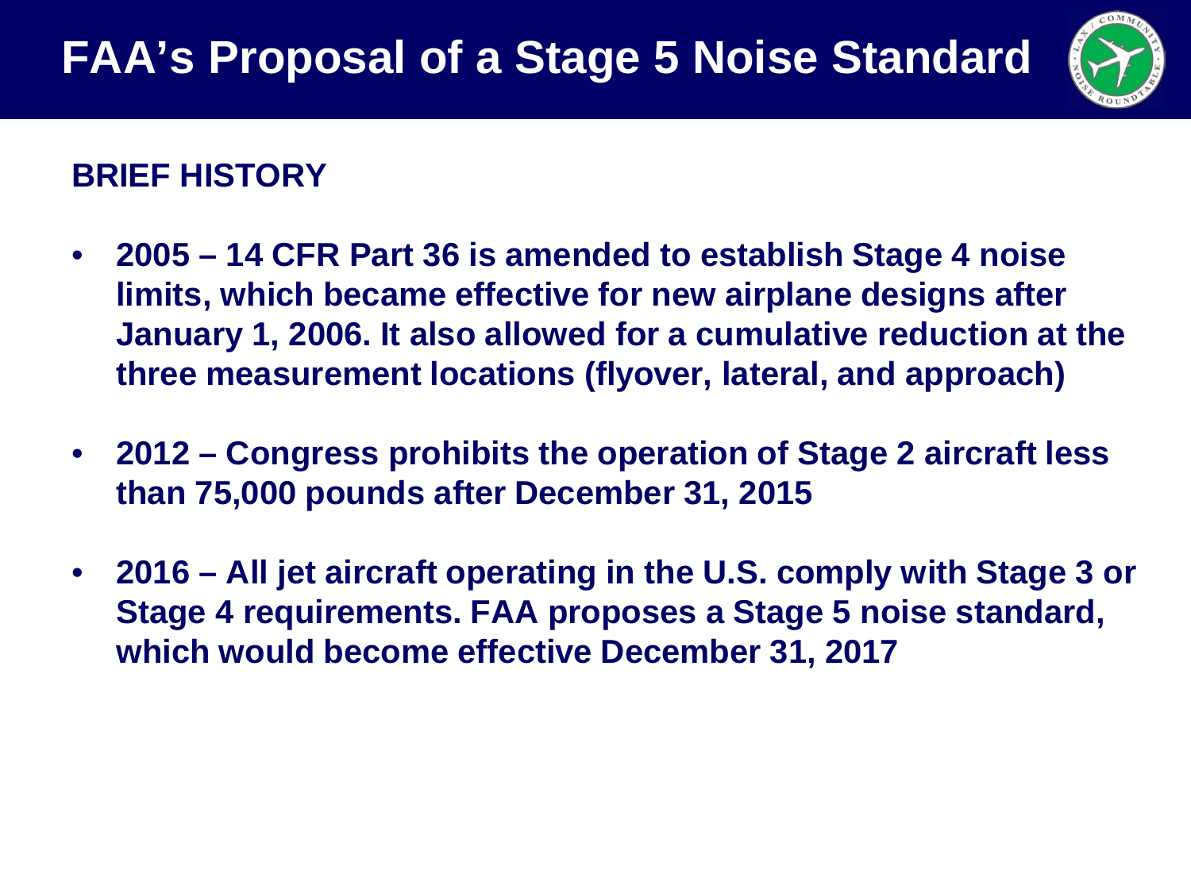# FAA's Proposal of a Stage 5 Noise Standard

## BRIEF HISTORY

- **2005 – 14 CFR Part 36 is amended to establish Stage 4 noise limits, which became effective for new airplane designs after January 1, 2006. It also allowed for a cumulative reduction at the three measurement locations (flyover, lateral, and approach)**
- **2012 – Congress prohibits the operation of Stage 2 aircraft less than 75,000 pounds after December 31, 2015**
- **2016 – All jet aircraft operating in the U.S. comply with Stage 3 or Stage 4 requirements. FAA proposes a Stage 5 noise standard, which would become effective December 31, 2017**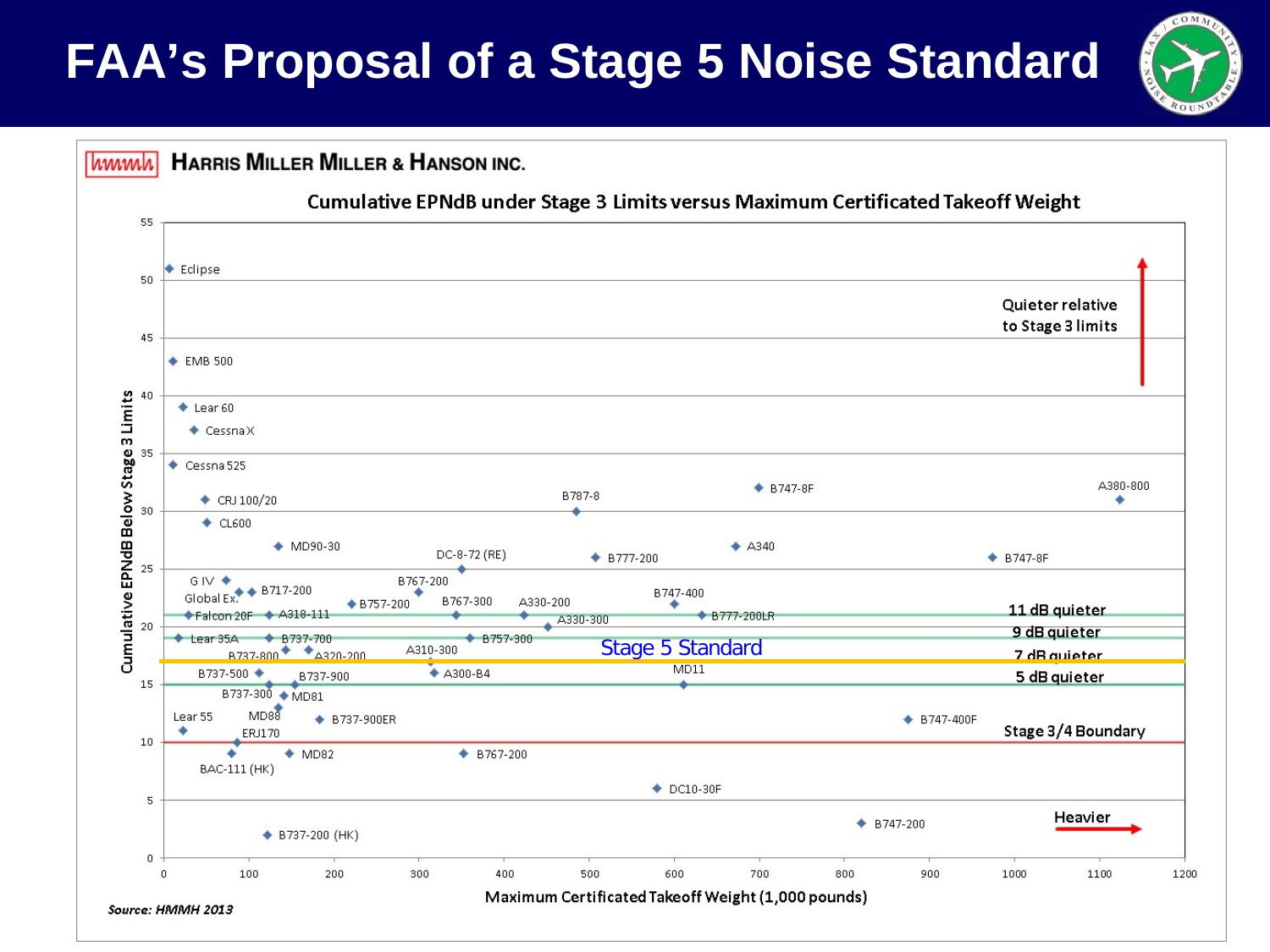# FAA's Proposal of a Stage 5 Noise Standard

**HARRIS MILLER MILLER & HANSON INC.**

**Cumulative EPNdB under Stage 3 Limits versus Maximum Certificated Takeoff Weight**

Y-axis: Cumulative EPNdB Below Stage 3 Limits (0–55)

X-axis: Maximum Certificated Takeoff Weight (1,000 pounds) (0–1200)

Data labels: Eclipse, EMB 500, Lear 60, Cessna X, Cessna 525, CRJ 100/20, CL600, MD90-30, G IV, Global Ex., B717-200, Falcon 20F, A318-111, Lear 35A, B737-700, B737-800, A320-200, B737-500, B737-900, B737-300, MD81, Lear 55, MD88, ERJ170, B737-900ER, MD82, BAC-111 (HK), B737-200 (HK), B787-8, B747-8F, A380-800, DC-8-72 (RE), B777-200, A340, B747-8F, B767-200, B757-200, B767-300, A330-200, A330-300, B747-400, B777-200LR, A310-300, B757-300, A300-B4, MD11, B747-400F, B767-200, DC10-30F, B747-200

Quieter relative to Stage 3 limits

11 dB quieter

9 dB quieter

Stage 5 Standard

7 dB quieter

5 dB quieter

Stage 3/4 Boundary

Heavier

*Source: HMMH 2013*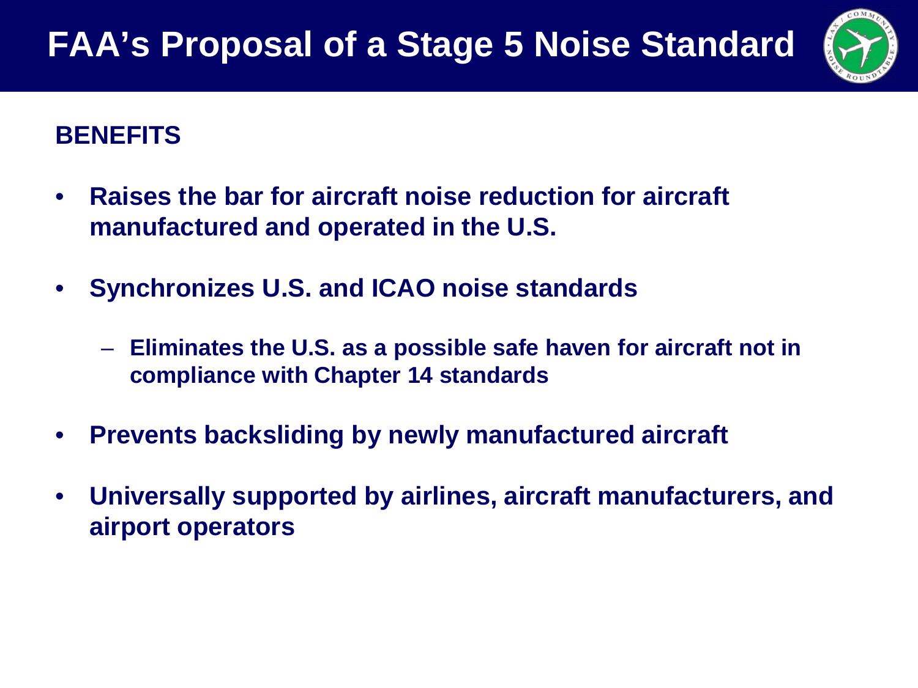# FAA's Proposal of a Stage 5 Noise Standard

## BENEFITS

- **Raises the bar for aircraft noise reduction for aircraft manufactured and operated in the U.S.**
- **Synchronizes U.S. and ICAO noise standards**
  - **Eliminates the U.S. as a possible safe haven for aircraft not in compliance with Chapter 14 standards**
- **Prevents backsliding by newly manufactured aircraft**
- **Universally supported by airlines, aircraft manufacturers, and airport operators**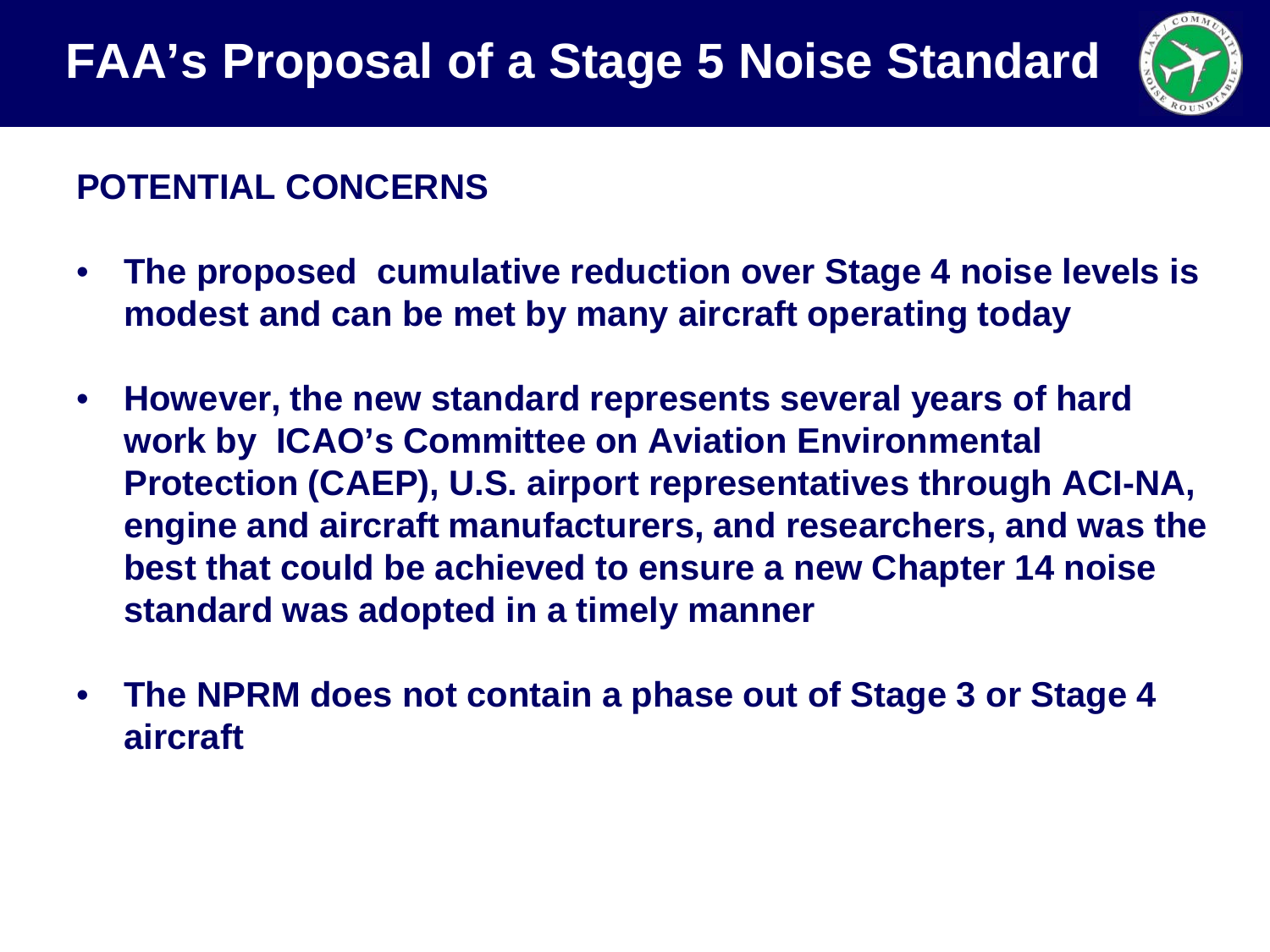# FAA's Proposal of a Stage 5 Noise Standard

## POTENTIAL CONCERNS

- The proposed cumulative reduction over Stage 4 noise levels is modest and can be met by many aircraft operating today
- However, the new standard represents several years of hard work by ICAO's Committee on Aviation Environmental Protection (CAEP), U.S. airport representatives through ACI-NA, engine and aircraft manufacturers, and researchers, and was the best that could be achieved to ensure a new Chapter 14 noise standard was adopted in a timely manner
- The NPRM does not contain a phase out of Stage 3 or Stage 4 aircraft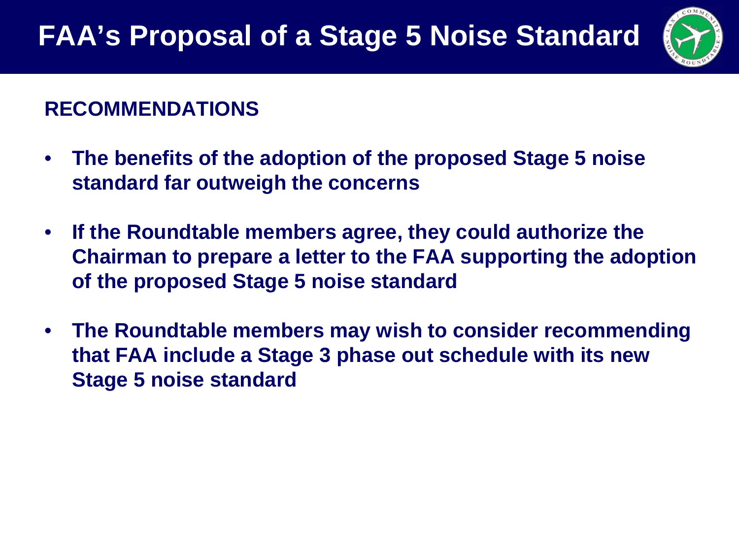# FAA's Proposal of a Stage 5 Noise Standard

## RECOMMENDATIONS

- **The benefits of the adoption of the proposed Stage 5 noise standard far outweigh the concerns**
- **If the Roundtable members agree, they could authorize the Chairman to prepare a letter to the FAA supporting the adoption of the proposed Stage 5 noise standard**
- **The Roundtable members may wish to consider recommending that FAA include a Stage 3 phase out schedule with its new Stage 5 noise standard**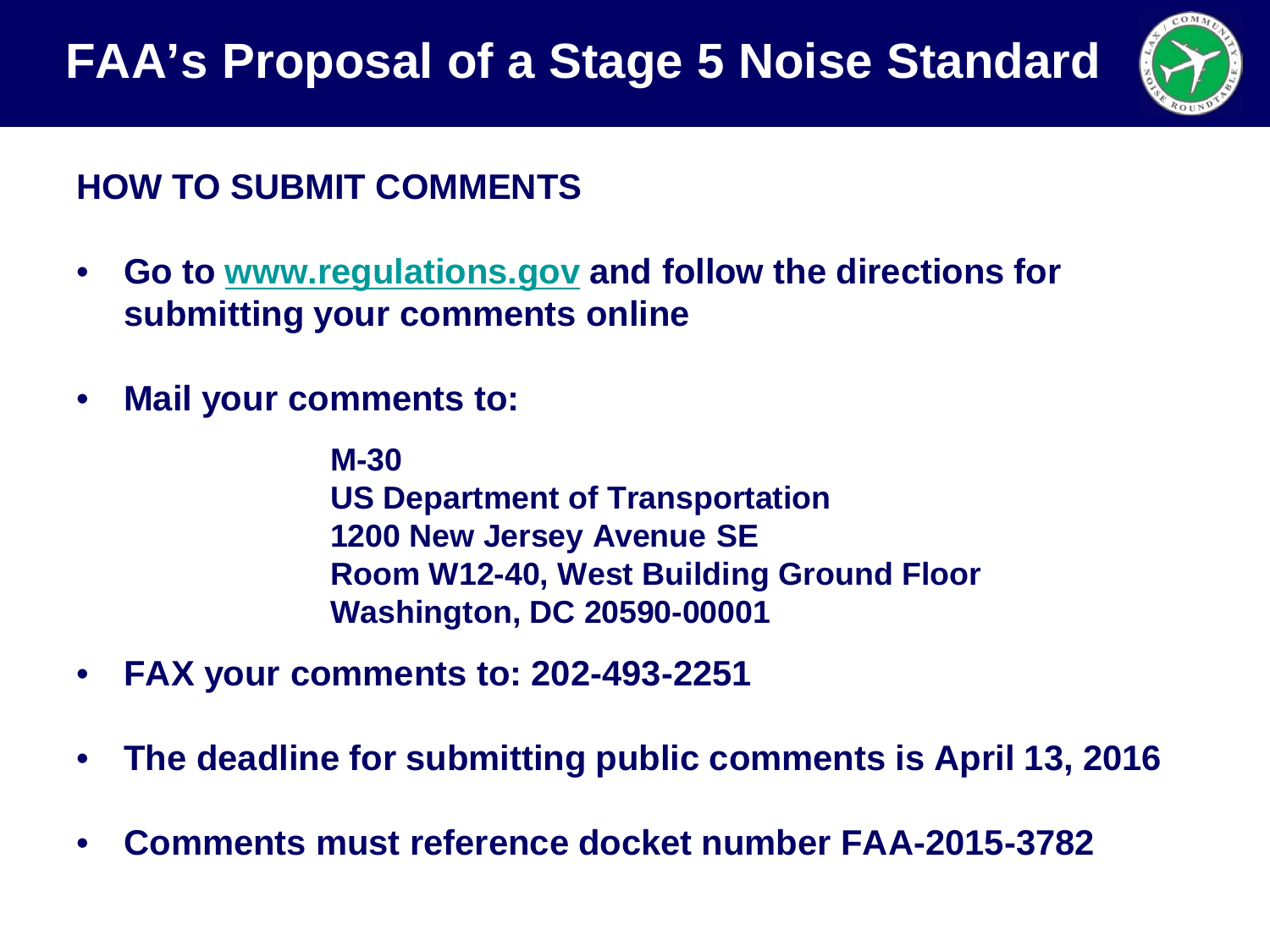# FAA's Proposal of a Stage 5 Noise Standard

## HOW TO SUBMIT COMMENTS

- **Go to [www.regulations.gov](www.regulations.gov) and follow the directions for submitting your comments online**
- **Mail your comments to:**

  **M-30**
  **US Department of Transportation**
  **1200 New Jersey Avenue SE**
  **Room W12-40, West Building Ground Floor**
  **Washington, DC 20590-00001**

- **FAX your comments to: 202-493-2251**
- **The deadline for submitting public comments is April 13, 2016**
- **Comments must reference docket number FAA-2015-3782**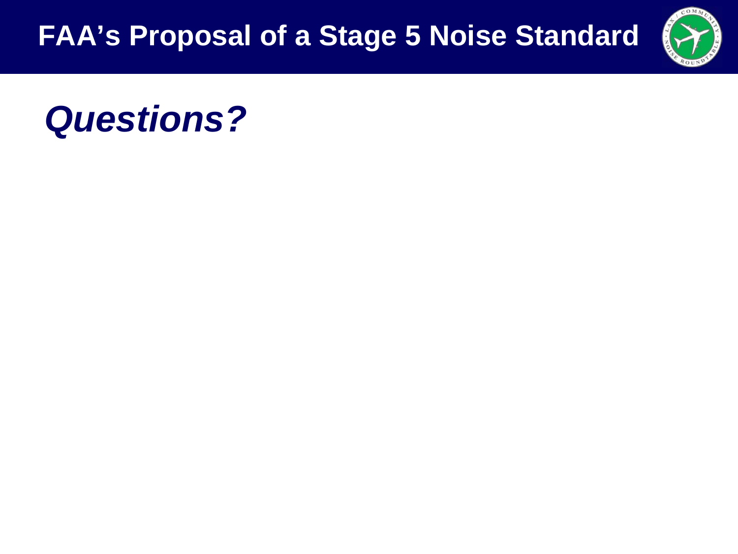# FAA's Proposal of a Stage 5 Noise Standard

***Questions?***